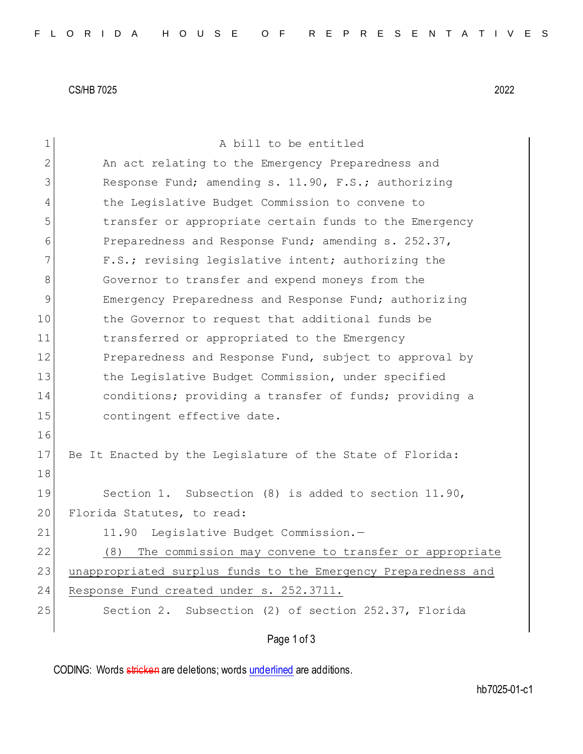CS/HB 7025 2022

A bill to be entitled

An act relating to the Emergency Preparedness and Response Fund; amending s. 11.90, F.S.; authorizing the Legislative Budget Commission to convene to transfer or appropriate certain funds to the Emergency Preparedness and Response Fund; amending s. 252.37, F.S.; revising legislative intent; authorizing the Governor to transfer and expend moneys from the Emergency Preparedness and Response Fund; authorizing the Governor to request that additional funds be transferred or appropriated to the Emergency Preparedness and Response Fund, subject to approval by the Legislative Budget Commission, under specified conditions; providing a transfer of funds; providing a contingent effective date.

Be It Enacted by the Legislature of the State of Florida:

Section 1. Subsection (8) is added to section 11.90, Florida Statutes, to read:

11.90 Legislative Budget Commission.—

(8) The commission may convene to transfer or appropriate unappropriated surplus funds to the Emergency Preparedness and Response Fund created under s. 252.3711.

Section 2. Subsection (2) of section 252.37, Florida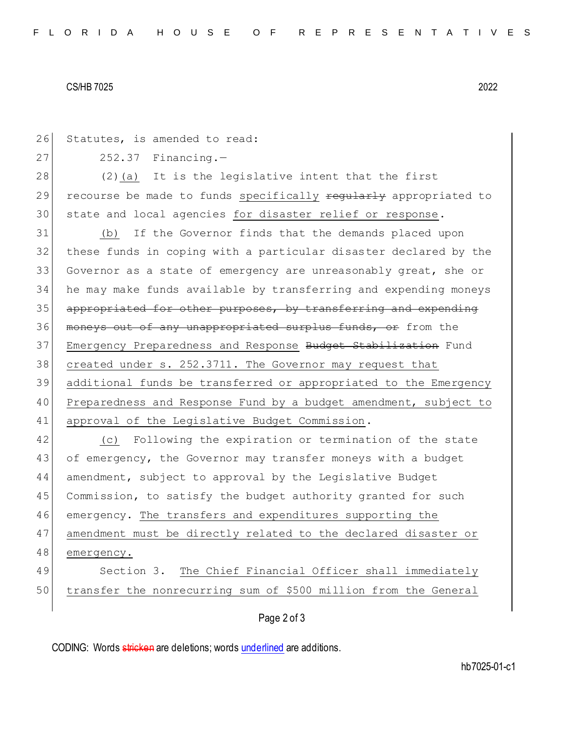Statutes, is amended to read:

252.37 Financing.—

(2)(a) It is the legislative intent that the first recourse be made to funds specifically ~~regularly~~ appropriated to state and local agencies for disaster relief or response.

(b) If the Governor finds that the demands placed upon these funds in coping with a particular disaster declared by the Governor as a state of emergency are unreasonably great, she or he may make funds available by transferring and expending moneys ~~appropriated for other purposes, by transferring and expending moneys out of any unappropriated surplus funds, or~~ from the Emergency Preparedness and Response ~~Budget Stabilization~~ Fund created under s. 252.3711. The Governor may request that additional funds be transferred or appropriated to the Emergency Preparedness and Response Fund by a budget amendment, subject to approval of the Legislative Budget Commission.

(c) Following the expiration or termination of the state of emergency, the Governor may transfer moneys with a budget amendment, subject to approval by the Legislative Budget Commission, to satisfy the budget authority granted for such emergency. The transfers and expenditures supporting the amendment must be directly related to the declared disaster or emergency.

Section 3. The Chief Financial Officer shall immediately transfer the nonrecurring sum of $500 million from the General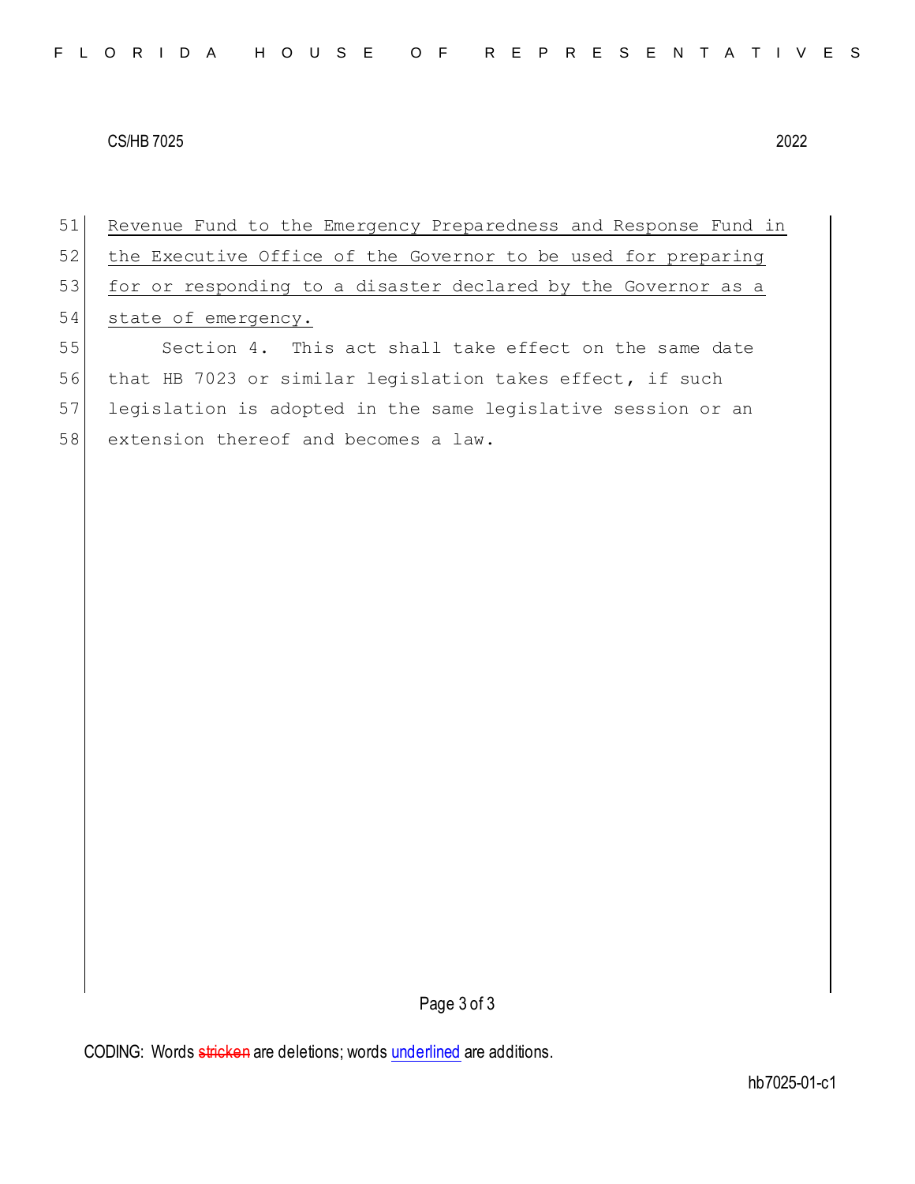Revenue Fund to the Emergency Preparedness and Response Fund in the Executive Office of the Governor to be used for preparing for or responding to a disaster declared by the Governor as a state of emergency.

Section 4. This act shall take effect on the same date that HB 7023 or similar legislation takes effect, if such legislation is adopted in the same legislative session or an extension thereof and becomes a law.

CODING: Words stricken are deletions; words underlined are additions.